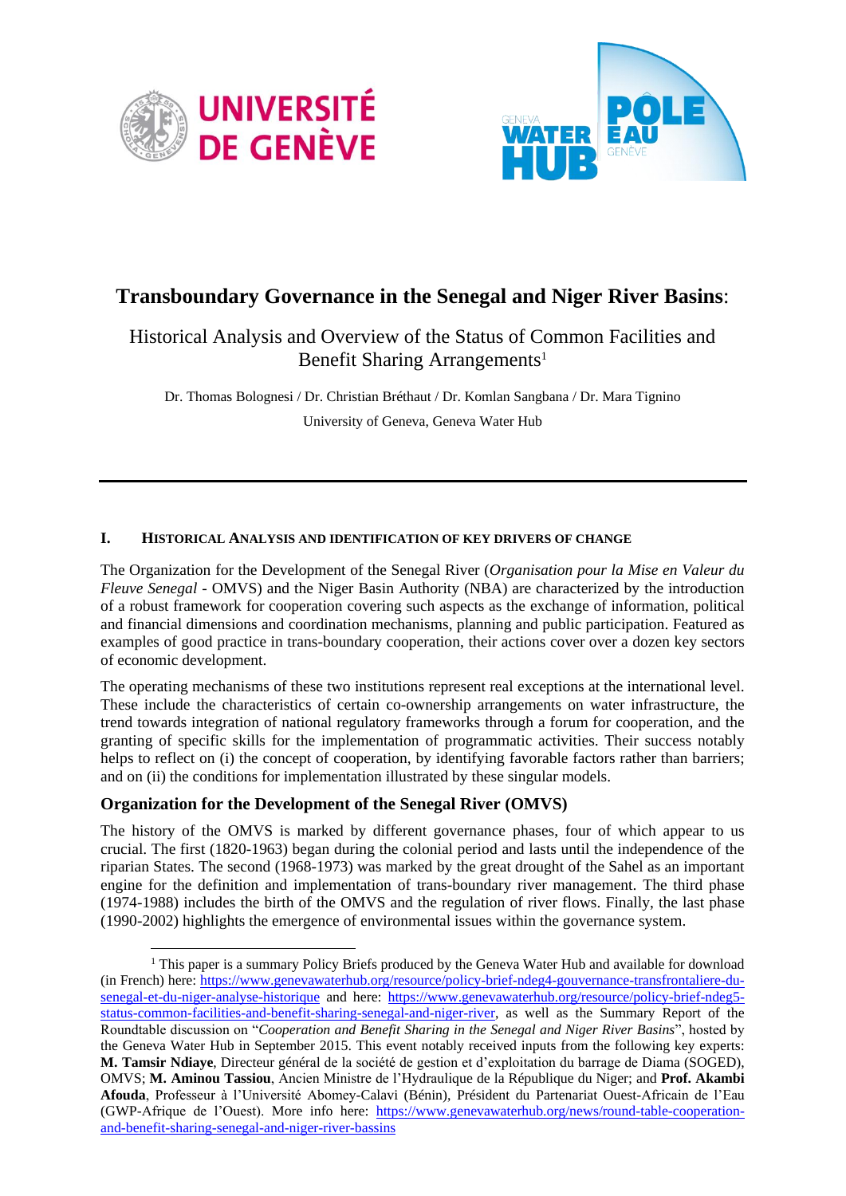# **Transboundary Governance in the Senegal and Niger River Basins**:

## Historical Analysis and Overview of the Status of Common Facilities and Benefit Sharing Arrangements[1]

Dr. Thomas Bolognesi / Dr. Christian Bréthaut / Dr. Komlan Sangbana / Dr. Mara Tignino

University of Geneva, Geneva Water Hub

---

### I. HISTORICAL ANALYSIS AND IDENTIFICATION OF KEY DRIVERS OF CHANGE

The Organization for the Development of the Senegal River (*Organisation pour la Mise en Valeur du Fleuve Senegal* - OMVS) and the Niger Basin Authority (NBA) are characterized by the introduction of a robust framework for cooperation covering such aspects as the exchange of information, political and financial dimensions and coordination mechanisms, planning and public participation. Featured as examples of good practice in trans-boundary cooperation, their actions cover over a dozen key sectors of economic development.

The operating mechanisms of these two institutions represent real exceptions at the international level. These include the characteristics of certain co-ownership arrangements on water infrastructure, the trend towards integration of national regulatory frameworks through a forum for cooperation, and the granting of specific skills for the implementation of programmatic activities. Their success notably helps to reflect on (i) the concept of cooperation, by identifying favorable factors rather than barriers; and on (ii) the conditions for implementation illustrated by these singular models.

### Organization for the Development of the Senegal River (OMVS)

The history of the OMVS is marked by different governance phases, four of which appear to us crucial. The first (1820-1963) began during the colonial period and lasts until the independence of the riparian States. The second (1968-1973) was marked by the great drought of the Sahel as an important engine for the definition and implementation of trans-boundary river management. The third phase (1974-1988) includes the birth of the OMVS and the regulation of river flows. Finally, the last phase (1990-2002) highlights the emergence of environmental issues within the governance system.

---

[1] This paper is a summary Policy Briefs produced by the Geneva Water Hub and available for download (in French) here: https://www.genevawaterhub.org/resource/policy-brief-ndeg4-gouvernance-transfrontaliere-du-senegal-et-du-niger-analyse-historique and here: https://www.genevawaterhub.org/resource/policy-brief-ndeg5-status-common-facilities-and-benefit-sharing-senegal-and-niger-river, as well as the Summary Report of the Roundtable discussion on "*Cooperation and Benefit Sharing in the Senegal and Niger River Basins*", hosted by the Geneva Water Hub in September 2015. This event notably received inputs from the following key experts: **M. Tamsir Ndiaye**, Directeur général de la société de gestion et d'exploitation du barrage de Diama (SOGED), OMVS; **M. Aminou Tassiou**, Ancien Ministre de l'Hydraulique de la République du Niger; and **Prof. Akambi Afouda**, Professeur à l'Université Abomey-Calavi (Bénin), Président du Partenariat Ouest-Africain de l'Eau (GWP-Afrique de l'Ouest). More info here: https://www.genevawaterhub.org/news/round-table-cooperation-and-benefit-sharing-senegal-and-niger-river-bassins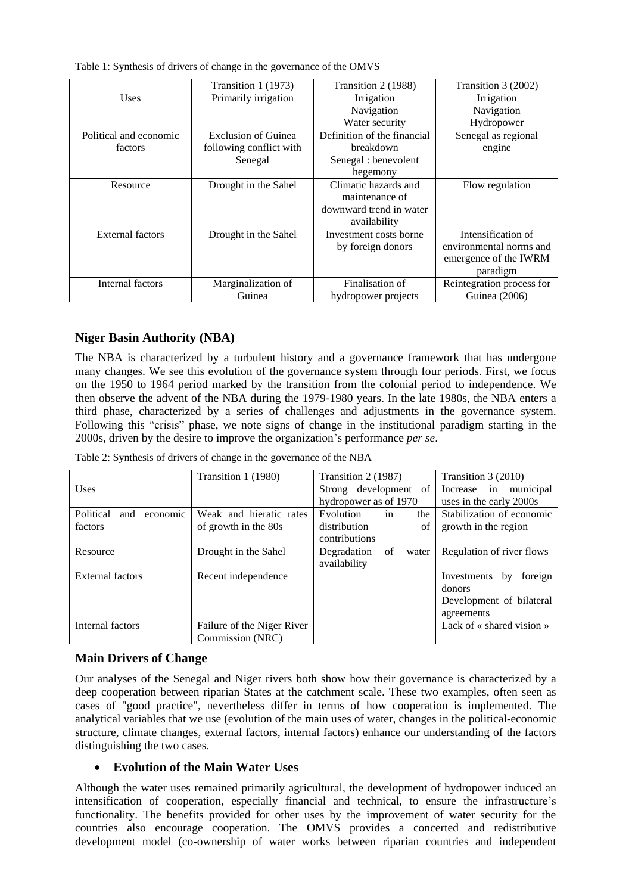Table 1: Synthesis of drivers of change in the governance of the OMVS

| | Transition 1 (1973) | Transition 2 (1988) | Transition 3 (2002) |
|---|---|---|---|
| Uses | Primarily irrigation | Irrigation Navigation Water security | Irrigation Navigation Hydropower |
| Political and economic factors | Exclusion of Guinea following conflict with Senegal | Definition of the financial breakdown Senegal : benevolent hegemony | Senegal as regional engine |
| Resource | Drought in the Sahel | Climatic hazards and maintenance of downward trend in water availability | Flow regulation |
| External factors | Drought in the Sahel | Investment costs borne by foreign donors | Intensification of environmental norms and emergence of the IWRM paradigm |
| Internal factors | Marginalization of Guinea | Finalisation of hydropower projects | Reintegration process for Guinea (2006) |

## Niger Basin Authority (NBA)

The NBA is characterized by a turbulent history and a governance framework that has undergone many changes. We see this evolution of the governance system through four periods. First, we focus on the 1950 to 1964 period marked by the transition from the colonial period to independence. We then observe the advent of the NBA during the 1979-1980 years. In the late 1980s, the NBA enters a third phase, characterized by a series of challenges and adjustments in the governance system. Following this "crisis" phase, we note signs of change in the institutional paradigm starting in the 2000s, driven by the desire to improve the organization's performance *per se*.

Table 2: Synthesis of drivers of change in the governance of the NBA

| | Transition 1 (1980) | Transition 2 (1987) | Transition 3 (2010) |
|---|---|---|---|
| Uses | | Strong development of hydropower as of 1970 | Increase in municipal uses in the early 2000s |
| Political and economic factors | Weak and hieratic rates of growth in the 80s | Evolution in the distribution of contributions | Stabilization of economic growth in the region |
| Resource | Drought in the Sahel | Degradation of water availability | Regulation of river flows |
| External factors | Recent independence | | Investments by foreign donors Development of bilateral agreements |
| Internal factors | Failure of the Niger River Commission (NRC) | | Lack of « shared vision » |

## Main Drivers of Change

Our analyses of the Senegal and Niger rivers both show how their governance is characterized by a deep cooperation between riparian States at the catchment scale. These two examples, often seen as cases of "good practice", nevertheless differ in terms of how cooperation is implemented. The analytical variables that we use (evolution of the main uses of water, changes in the political-economic structure, climate changes, external factors, internal factors) enhance our understanding of the factors distinguishing the two cases.

- **Evolution of the Main Water Uses**

Although the water uses remained primarily agricultural, the development of hydropower induced an intensification of cooperation, especially financial and technical, to ensure the infrastructure's functionality. The benefits provided for other uses by the improvement of water security for the countries also encourage cooperation. The OMVS provides a concerted and redistributive development model (co-ownership of water works between riparian countries and independent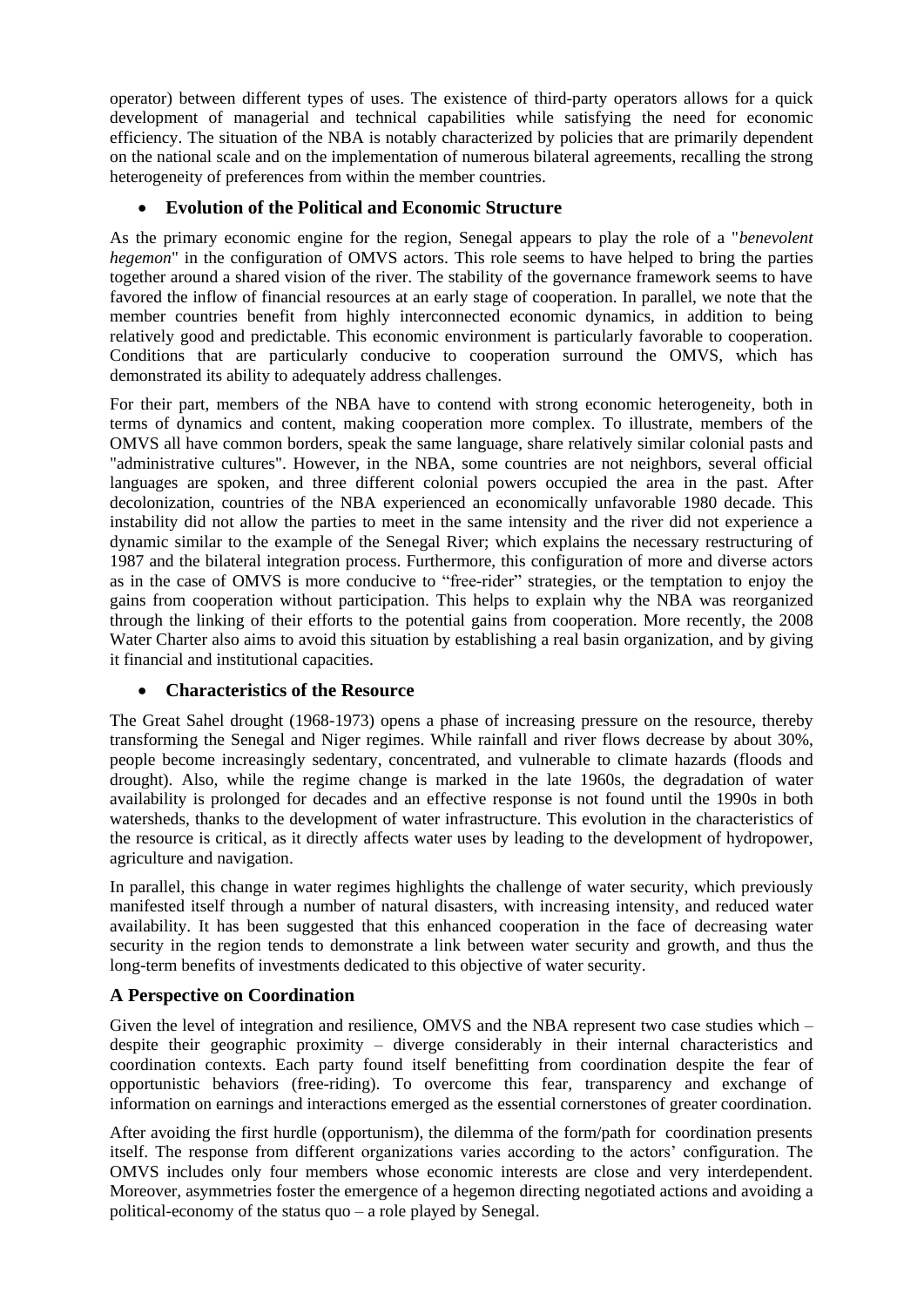operator) between different types of uses. The existence of third-party operators allows for a quick development of managerial and technical capabilities while satisfying the need for economic efficiency. The situation of the NBA is notably characterized by policies that are primarily dependent on the national scale and on the implementation of numerous bilateral agreements, recalling the strong heterogeneity of preferences from within the member countries.

- **Evolution of the Political and Economic Structure**

As the primary economic engine for the region, Senegal appears to play the role of a "*benevolent hegemon*" in the configuration of OMVS actors. This role seems to have helped to bring the parties together around a shared vision of the river. The stability of the governance framework seems to have favored the inflow of financial resources at an early stage of cooperation. In parallel, we note that the member countries benefit from highly interconnected economic dynamics, in addition to being relatively good and predictable. This economic environment is particularly favorable to cooperation. Conditions that are particularly conducive to cooperation surround the OMVS, which has demonstrated its ability to adequately address challenges.

For their part, members of the NBA have to contend with strong economic heterogeneity, both in terms of dynamics and content, making cooperation more complex. To illustrate, members of the OMVS all have common borders, speak the same language, share relatively similar colonial pasts and "administrative cultures". However, in the NBA, some countries are not neighbors, several official languages are spoken, and three different colonial powers occupied the area in the past. After decolonization, countries of the NBA experienced an economically unfavorable 1980 decade. This instability did not allow the parties to meet in the same intensity and the river did not experience a dynamic similar to the example of the Senegal River; which explains the necessary restructuring of 1987 and the bilateral integration process. Furthermore, this configuration of more and diverse actors as in the case of OMVS is more conducive to "free-rider" strategies, or the temptation to enjoy the gains from cooperation without participation. This helps to explain why the NBA was reorganized through the linking of their efforts to the potential gains from cooperation. More recently, the 2008 Water Charter also aims to avoid this situation by establishing a real basin organization, and by giving it financial and institutional capacities.

- **Characteristics of the Resource**

The Great Sahel drought (1968-1973) opens a phase of increasing pressure on the resource, thereby transforming the Senegal and Niger regimes. While rainfall and river flows decrease by about 30%, people become increasingly sedentary, concentrated, and vulnerable to climate hazards (floods and drought). Also, while the regime change is marked in the late 1960s, the degradation of water availability is prolonged for decades and an effective response is not found until the 1990s in both watersheds, thanks to the development of water infrastructure. This evolution in the characteristics of the resource is critical, as it directly affects water uses by leading to the development of hydropower, agriculture and navigation.

In parallel, this change in water regimes highlights the challenge of water security, which previously manifested itself through a number of natural disasters, with increasing intensity, and reduced water availability. It has been suggested that this enhanced cooperation in the face of decreasing water security in the region tends to demonstrate a link between water security and growth, and thus the long-term benefits of investments dedicated to this objective of water security.

## A Perspective on Coordination

Given the level of integration and resilience, OMVS and the NBA represent two case studies which – despite their geographic proximity – diverge considerably in their internal characteristics and coordination contexts. Each party found itself benefitting from coordination despite the fear of opportunistic behaviors (free-riding). To overcome this fear, transparency and exchange of information on earnings and interactions emerged as the essential cornerstones of greater coordination.

After avoiding the first hurdle (opportunism), the dilemma of the form/path for coordination presents itself. The response from different organizations varies according to the actors' configuration. The OMVS includes only four members whose economic interests are close and very interdependent. Moreover, asymmetries foster the emergence of a hegemon directing negotiated actions and avoiding a political-economy of the status quo – a role played by Senegal.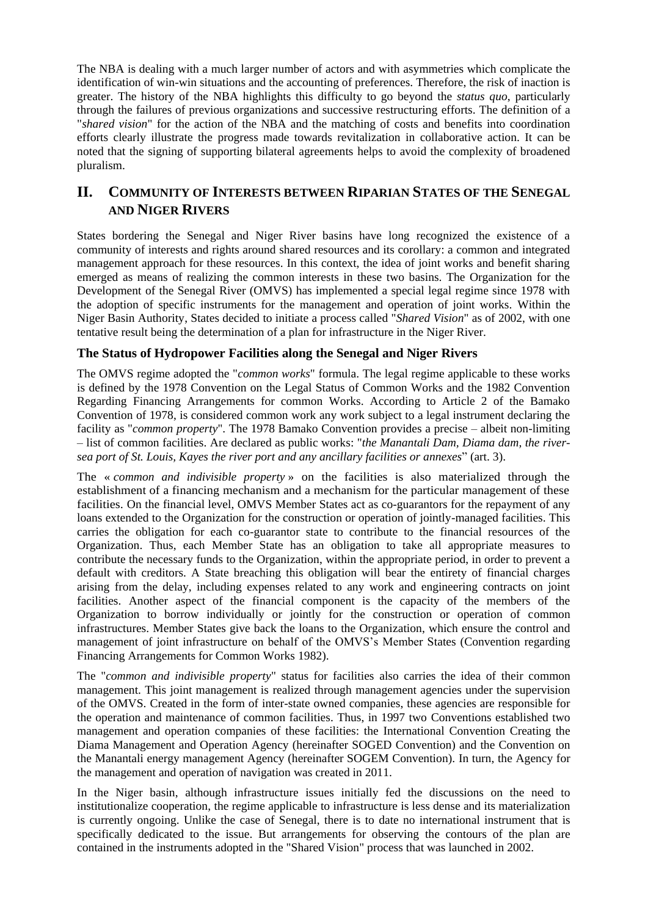The NBA is dealing with a much larger number of actors and with asymmetries which complicate the identification of win-win situations and the accounting of preferences. Therefore, the risk of inaction is greater. The history of the NBA highlights this difficulty to go beyond the *status quo*, particularly through the failures of previous organizations and successive restructuring efforts. The definition of a "*shared vision*" for the action of the NBA and the matching of costs and benefits into coordination efforts clearly illustrate the progress made towards revitalization in collaborative action. It can be noted that the signing of supporting bilateral agreements helps to avoid the complexity of broadened pluralism.

## II. Community of Interests between Riparian States of the Senegal and Niger Rivers

States bordering the Senegal and Niger River basins have long recognized the existence of a community of interests and rights around shared resources and its corollary: a common and integrated management approach for these resources. In this context, the idea of joint works and benefit sharing emerged as means of realizing the common interests in these two basins. The Organization for the Development of the Senegal River (OMVS) has implemented a special legal regime since 1978 with the adoption of specific instruments for the management and operation of joint works. Within the Niger Basin Authority, States decided to initiate a process called "*Shared Vision*" as of 2002, with one tentative result being the determination of a plan for infrastructure in the Niger River.

### The Status of Hydropower Facilities along the Senegal and Niger Rivers

The OMVS regime adopted the "*common works*" formula. The legal regime applicable to these works is defined by the 1978 Convention on the Legal Status of Common Works and the 1982 Convention Regarding Financing Arrangements for common Works. According to Article 2 of the Bamako Convention of 1978, is considered common work any work subject to a legal instrument declaring the facility as "*common property*". The 1978 Bamako Convention provides a precise – albeit non-limiting – list of common facilities. Are declared as public works: "*the Manantali Dam, Diama dam, the river-sea port of St. Louis, Kayes the river port and any ancillary facilities or annexes*" (art. 3).

The « *common and indivisible property* » on the facilities is also materialized through the establishment of a financing mechanism and a mechanism for the particular management of these facilities. On the financial level, OMVS Member States act as co-guarantors for the repayment of any loans extended to the Organization for the construction or operation of jointly-managed facilities. This carries the obligation for each co-guarantor state to contribute to the financial resources of the Organization. Thus, each Member State has an obligation to take all appropriate measures to contribute the necessary funds to the Organization, within the appropriate period, in order to prevent a default with creditors. A State breaching this obligation will bear the entirety of financial charges arising from the delay, including expenses related to any work and engineering contracts on joint facilities. Another aspect of the financial component is the capacity of the members of the Organization to borrow individually or jointly for the construction or operation of common infrastructures. Member States give back the loans to the Organization, which ensure the control and management of joint infrastructure on behalf of the OMVS's Member States (Convention regarding Financing Arrangements for Common Works 1982).

The "*common and indivisible property*" status for facilities also carries the idea of their common management. This joint management is realized through management agencies under the supervision of the OMVS. Created in the form of inter-state owned companies, these agencies are responsible for the operation and maintenance of common facilities. Thus, in 1997 two Conventions established two management and operation companies of these facilities: the International Convention Creating the Diama Management and Operation Agency (hereinafter SOGED Convention) and the Convention on the Manantali energy management Agency (hereinafter SOGEM Convention). In turn, the Agency for the management and operation of navigation was created in 2011.

In the Niger basin, although infrastructure issues initially fed the discussions on the need to institutionalize cooperation, the regime applicable to infrastructure is less dense and its materialization is currently ongoing. Unlike the case of Senegal, there is to date no international instrument that is specifically dedicated to the issue. But arrangements for observing the contours of the plan are contained in the instruments adopted in the "Shared Vision" process that was launched in 2002.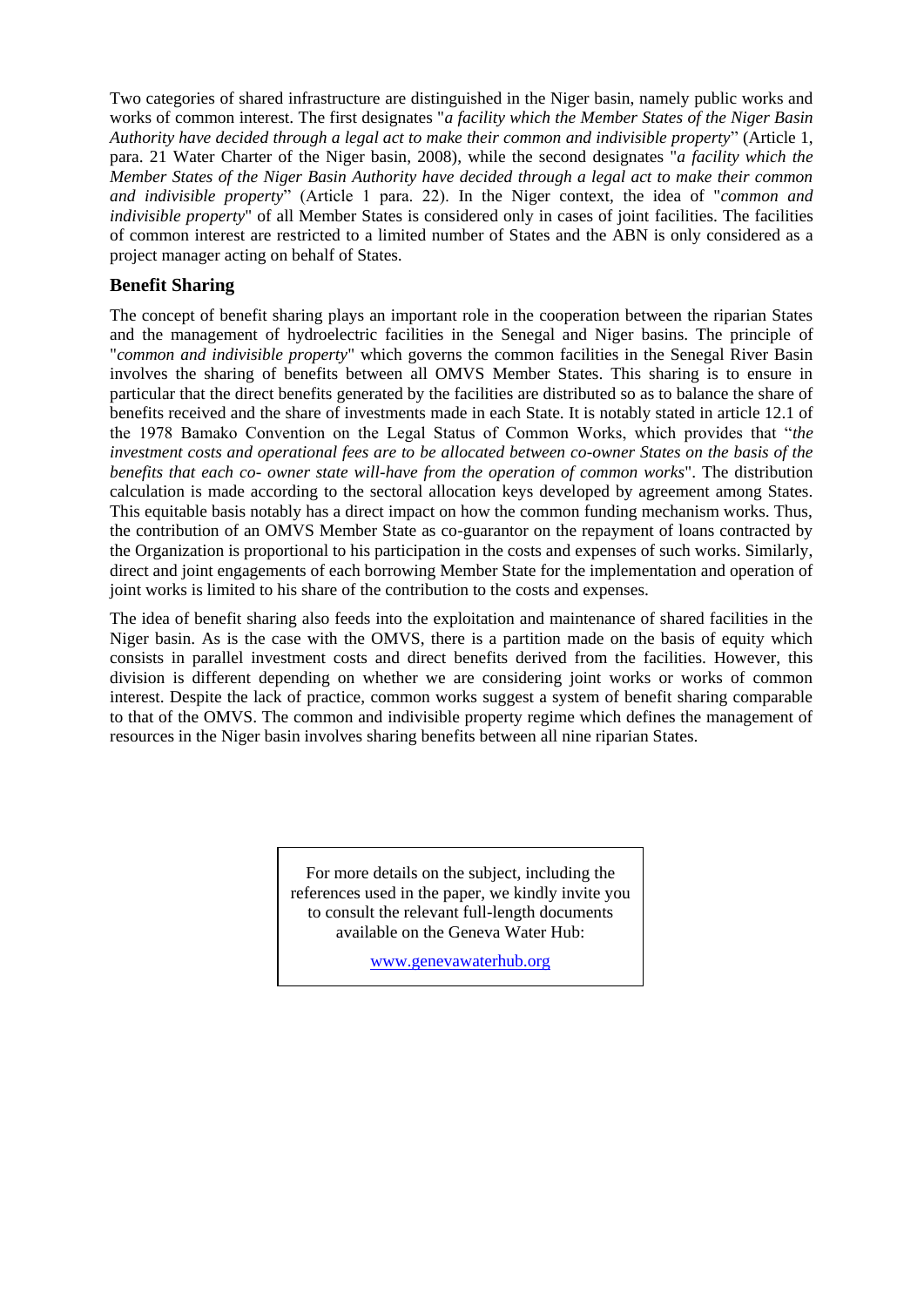Two categories of shared infrastructure are distinguished in the Niger basin, namely public works and works of common interest. The first designates "*a facility which the Member States of the Niger Basin Authority have decided through a legal act to make their common and indivisible property*" (Article 1, para. 21 Water Charter of the Niger basin, 2008), while the second designates "*a facility which the Member States of the Niger Basin Authority have decided through a legal act to make their common and indivisible property*" (Article 1 para. 22). In the Niger context, the idea of "*common and indivisible property*" of all Member States is considered only in cases of joint facilities. The facilities of common interest are restricted to a limited number of States and the ABN is only considered as a project manager acting on behalf of States.

### Benefit Sharing

The concept of benefit sharing plays an important role in the cooperation between the riparian States and the management of hydroelectric facilities in the Senegal and Niger basins. The principle of "*common and indivisible property*" which governs the common facilities in the Senegal River Basin involves the sharing of benefits between all OMVS Member States. This sharing is to ensure in particular that the direct benefits generated by the facilities are distributed so as to balance the share of benefits received and the share of investments made in each State. It is notably stated in article 12.1 of the 1978 Bamako Convention on the Legal Status of Common Works, which provides that "*the investment costs and operational fees are to be allocated between co-owner States on the basis of the benefits that each co- owner state will-have from the operation of common works*". The distribution calculation is made according to the sectoral allocation keys developed by agreement among States. This equitable basis notably has a direct impact on how the common funding mechanism works. Thus, the contribution of an OMVS Member State as co-guarantor on the repayment of loans contracted by the Organization is proportional to his participation in the costs and expenses of such works. Similarly, direct and joint engagements of each borrowing Member State for the implementation and operation of joint works is limited to his share of the contribution to the costs and expenses.

The idea of benefit sharing also feeds into the exploitation and maintenance of shared facilities in the Niger basin. As is the case with the OMVS, there is a partition made on the basis of equity which consists in parallel investment costs and direct benefits derived from the facilities. However, this division is different depending on whether we are considering joint works or works of common interest. Despite the lack of practice, common works suggest a system of benefit sharing comparable to that of the OMVS. The common and indivisible property regime which defines the management of resources in the Niger basin involves sharing benefits between all nine riparian States.

For more details on the subject, including the references used in the paper, we kindly invite you to consult the relevant full-length documents available on the Geneva Water Hub:

www.genevawaterhub.org